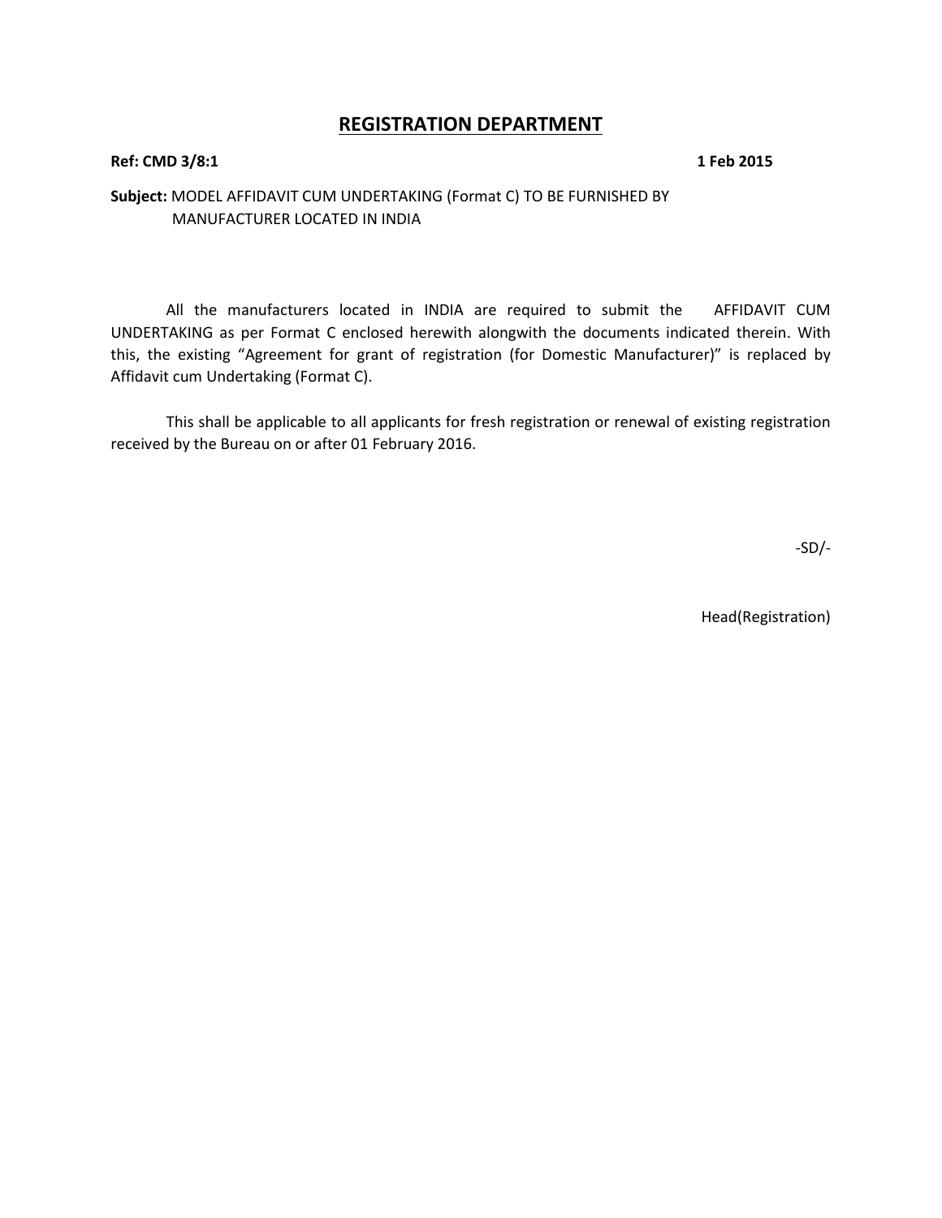# REGISTRATION DEPARTMENT

**Ref: CMD 3/8:1** **1 Feb 2015**

**Subject:** MODEL AFFIDAVIT CUM UNDERTAKING (Format C) TO BE FURNISHED BY MANUFACTURER LOCATED IN INDIA

All the manufacturers located in INDIA are required to submit the AFFIDAVIT CUM UNDERTAKING as per Format C enclosed herewith alongwith the documents indicated therein. With this, the existing "Agreement for grant of registration (for Domestic Manufacturer)" is replaced by Affidavit cum Undertaking (Format C).

This shall be applicable to all applicants for fresh registration or renewal of existing registration received by the Bureau on or after 01 February 2016.

-SD/-

Head(Registration)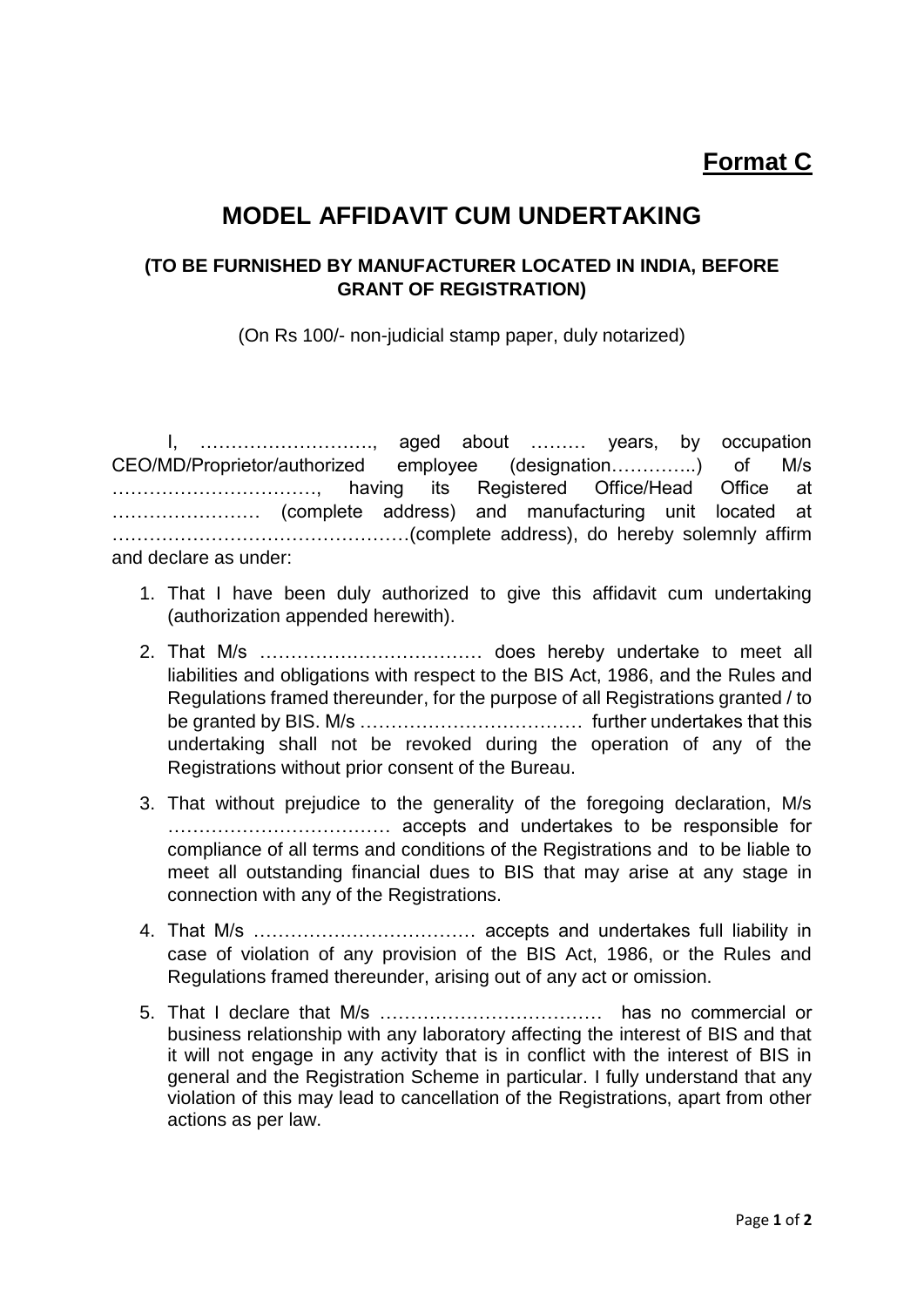**Format C**

# MODEL AFFIDAVIT CUM UNDERTAKING

### (TO BE FURNISHED BY MANUFACTURER LOCATED IN INDIA, BEFORE GRANT OF REGISTRATION)

(On Rs 100/- non-judicial stamp paper, duly notarized)

I, ………………………., aged about ……… years, by occupation CEO/MD/Proprietor/authorized employee (designation…………..) of M/s ……………………………, having its Registered Office/Head Office at …………………… (complete address) and manufacturing unit located at …………………………………………(complete address), do hereby solemnly affirm and declare as under:

1. That I have been duly authorized to give this affidavit cum undertaking (authorization appended herewith).
2. That M/s ……………………………… does hereby undertake to meet all liabilities and obligations with respect to the BIS Act, 1986, and the Rules and Regulations framed thereunder, for the purpose of all Registrations granted / to be granted by BIS. M/s ……………………………… further undertakes that this undertaking shall not be revoked during the operation of any of the Registrations without prior consent of the Bureau.
3. That without prejudice to the generality of the foregoing declaration, M/s ……………………………… accepts and undertakes to be responsible for compliance of all terms and conditions of the Registrations and to be liable to meet all outstanding financial dues to BIS that may arise at any stage in connection with any of the Registrations.
4. That M/s ……………………………… accepts and undertakes full liability in case of violation of any provision of the BIS Act, 1986, or the Rules and Regulations framed thereunder, arising out of any act or omission.
5. That I declare that M/s ……………………………… has no commercial or business relationship with any laboratory affecting the interest of BIS and that it will not engage in any activity that is in conflict with the interest of BIS in general and the Registration Scheme in particular. I fully understand that any violation of this may lead to cancellation of the Registrations, apart from other actions as per law.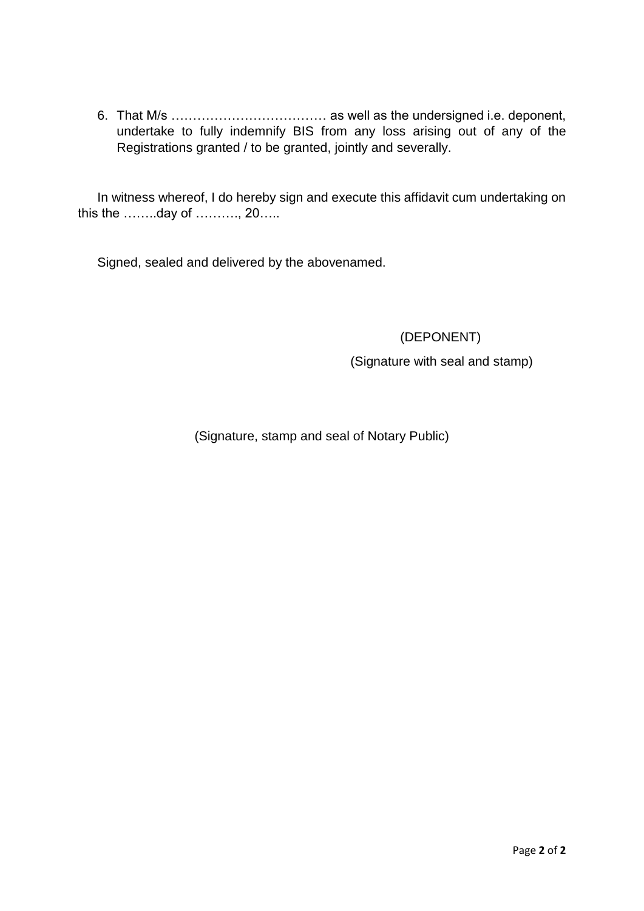6. That M/s ……………………………… as well as the undersigned i.e. deponent, undertake to fully indemnify BIS from any loss arising out of any of the Registrations granted / to be granted, jointly and severally.

In witness whereof, I do hereby sign and execute this affidavit cum undertaking on this the ……..day of ………., 20…..

Signed, sealed and delivered by the abovenamed.

(DEPONENT)

(Signature with seal and stamp)

(Signature, stamp and seal of Notary Public)